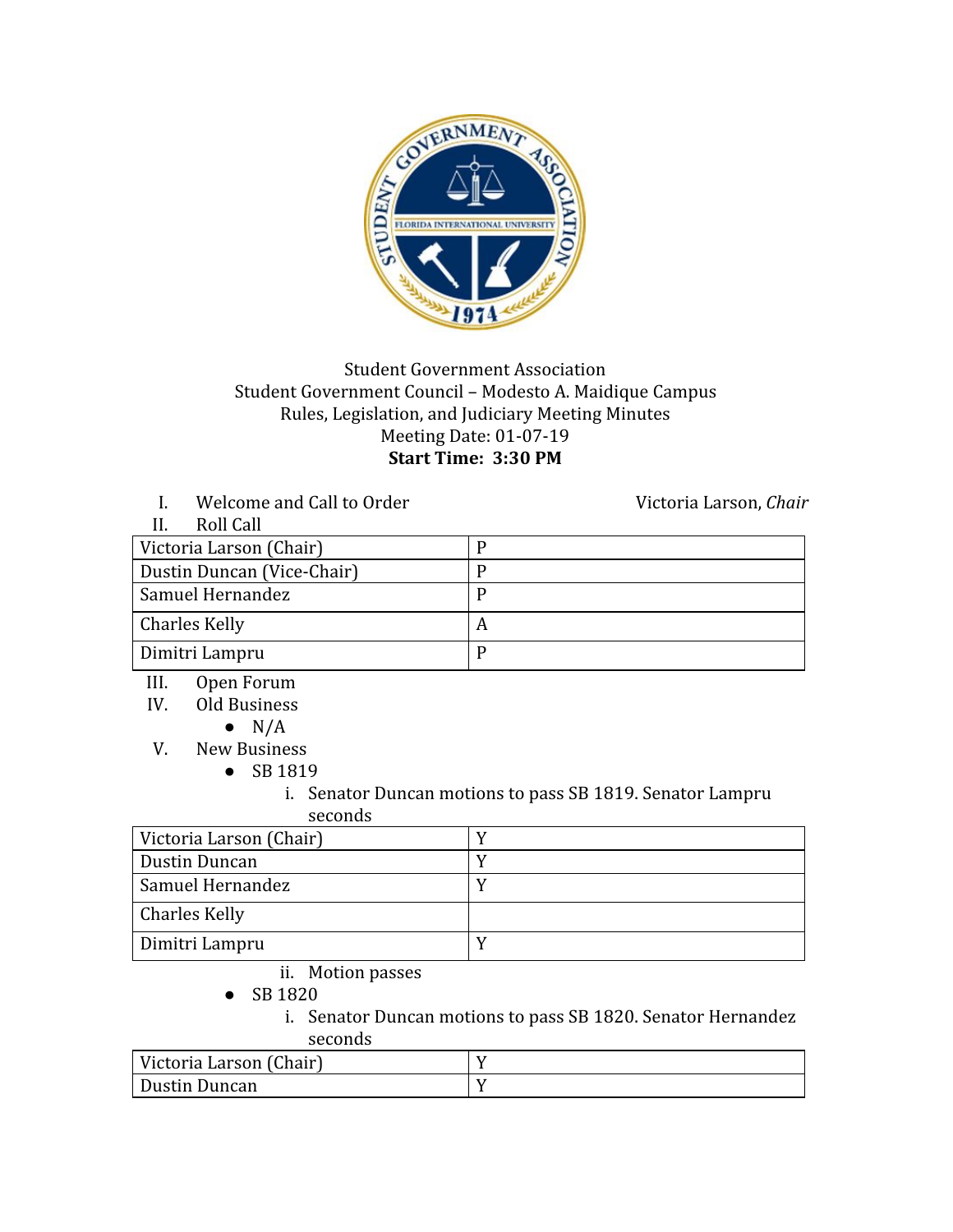Student Government Association
Student Government Council – Modesto A. Maidique Campus
Rules, Legislation, and Judiciary Meeting Minutes
Meeting Date: 01-07-19
**Start Time: 3:30 PM**

I. Welcome and Call to Order — Victoria Larson, *Chair*

II. Roll Call

| Victoria Larson (Chair) | P |
|---|---|
| Dustin Duncan (Vice-Chair) | P |
| Samuel Hernandez | P |
| Charles Kelly | A |
| Dimitri Lampru | P |

III. Open Forum

IV. Old Business

- N/A

V. New Business

- SB 1819
    i. Senator Duncan motions to pass SB 1819. Senator Lampru seconds

| Victoria Larson (Chair) | Y |
|---|---|
| Dustin Duncan | Y |
| Samuel Hernandez | Y |
| Charles Kelly | |
| Dimitri Lampru | Y |

    ii. Motion passes

- SB 1820
    i. Senator Duncan motions to pass SB 1820. Senator Hernandez seconds

| Victoria Larson (Chair) | Y |
|---|---|
| Dustin Duncan | Y |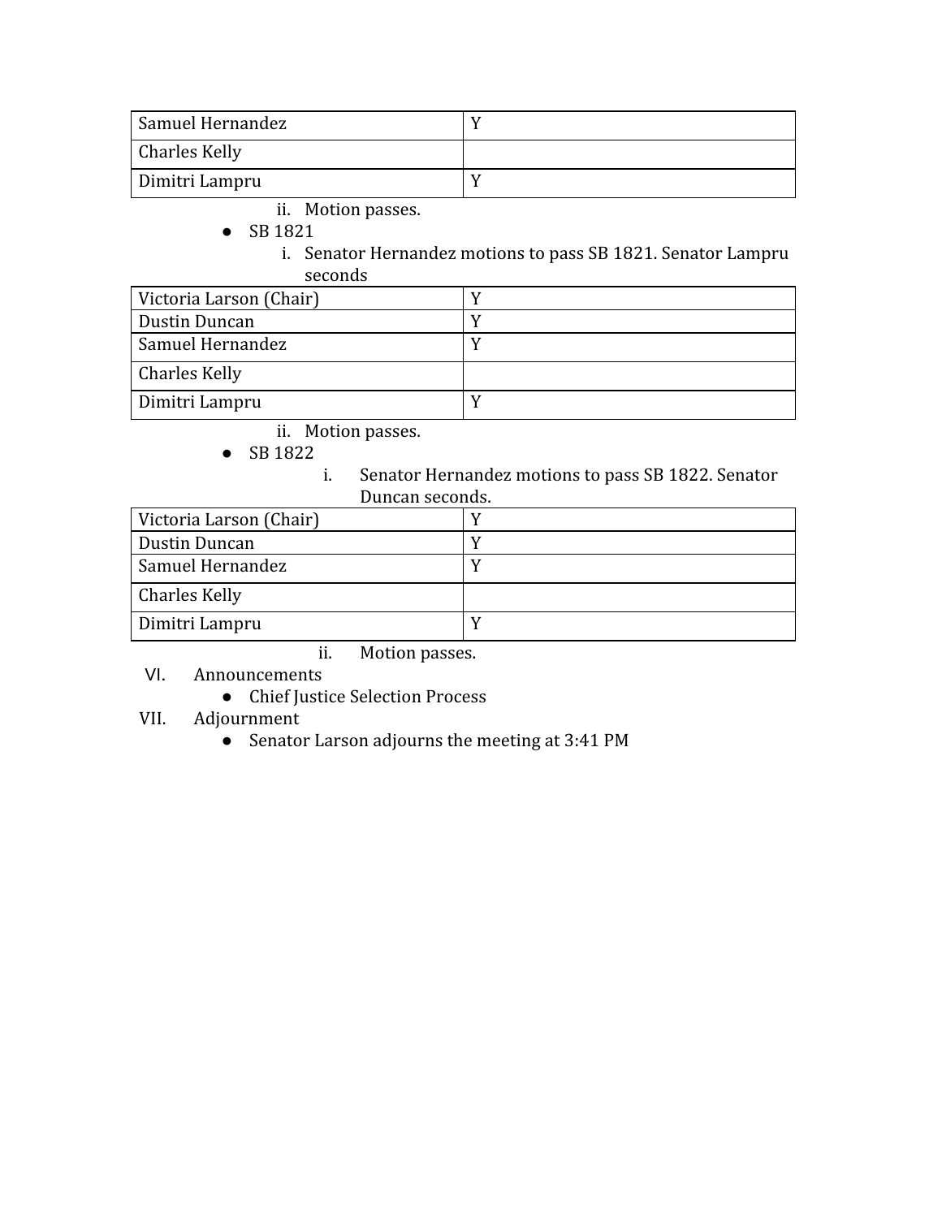| | |
|---|---|
| Samuel Hernandez | Y |
| Charles Kelly | |
| Dimitri Lampru | Y |

ii. Motion passes.

- SB 1821
  i. Senator Hernandez motions to pass SB 1821. Senator Lampru seconds

| | |
|---|---|
| Victoria Larson (Chair) | Y |
| Dustin Duncan | Y |
| Samuel Hernandez | Y |
| Charles Kelly | |
| Dimitri Lampru | Y |

ii. Motion passes.

- SB 1822
  i. Senator Hernandez motions to pass SB 1822. Senator Duncan seconds.

| | |
|---|---|
| Victoria Larson (Chair) | Y |
| Dustin Duncan | Y |
| Samuel Hernandez | Y |
| Charles Kelly | |
| Dimitri Lampru | Y |

ii. Motion passes.

VI. Announcements
- Chief Justice Selection Process

VII. Adjournment
- Senator Larson adjourns the meeting at 3:41 PM